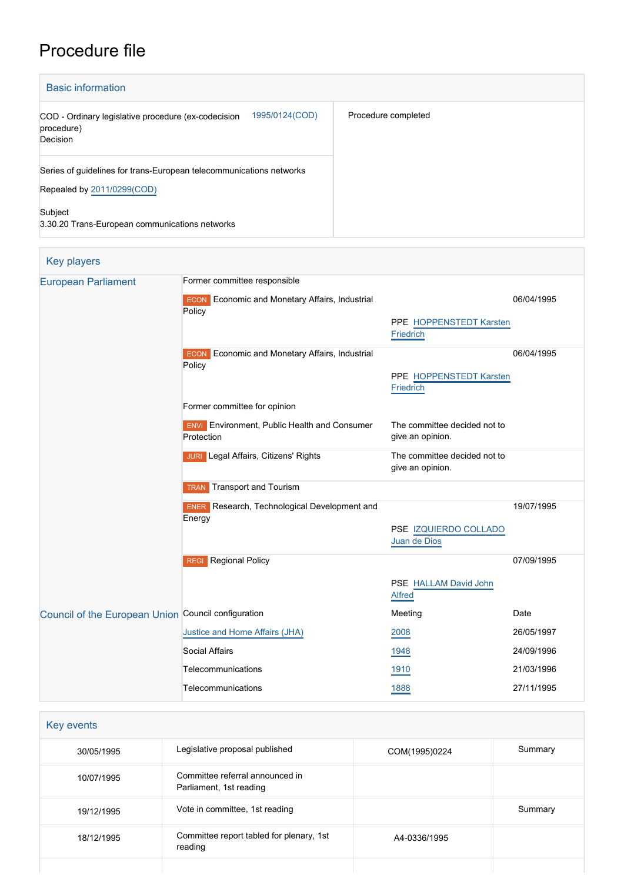# Procedure file

## Basic information

| | |
|---|---|
| COD - Ordinary legislative procedure (ex-codecision procedure) Decision | 1995/0124(COD) |
| Series of guidelines for trans-European telecommunications networks<br><br>Repealed by 2011/0299(COD)<br><br>Subject<br>3.30.20 Trans-European communications networks | |

Procedure completed

## Key players

| | | | |
|---|---|---|---|
| European Parliament | Former committee responsible | | |
| | ECON Economic and Monetary Affairs, Industrial Policy | PPE HOPPENSTEDT Karsten Friedrich | 06/04/1995 |
| | ECON Economic and Monetary Affairs, Industrial Policy | PPE HOPPENSTEDT Karsten Friedrich | 06/04/1995 |
| | Former committee for opinion | | |
| | ENVI Environment, Public Health and Consumer Protection | The committee decided not to give an opinion. | |
| | JURI Legal Affairs, Citizens' Rights | The committee decided not to give an opinion. | |
| | TRAN Transport and Tourism | | |
| | ENER Research, Technological Development and Energy | PSE IZQUIERDO COLLADO Juan de Dios | 19/07/1995 |
| | REGI Regional Policy | PSE HALLAM David John Alfred | 07/09/1995 |
| Council of the European Union | Council configuration | Meeting | Date |
| | Justice and Home Affairs (JHA) | 2008 | 26/05/1997 |
| | Social Affairs | 1948 | 24/09/1996 |
| | Telecommunications | 1910 | 21/03/1996 |
| | Telecommunications | 1888 | 27/11/1995 |

## Key events

| | | | |
|---|---|---|---|
| 30/05/1995 | Legislative proposal published | COM(1995)0224 | Summary |
| 10/07/1995 | Committee referral announced in Parliament, 1st reading | | |
| 19/12/1995 | Vote in committee, 1st reading | | Summary |
| 18/12/1995 | Committee report tabled for plenary, 1st reading | A4-0336/1995 | |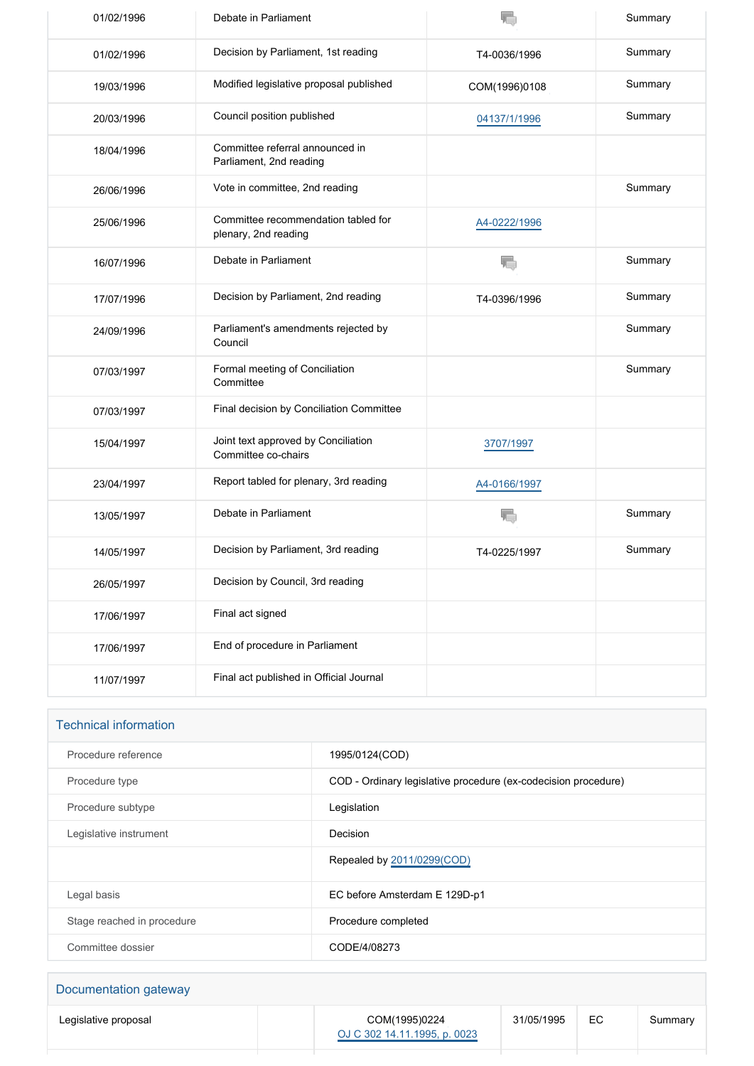| | | | |
|---|---|---|---|
| 01/02/1996 | Debate in Parliament | | Summary |
| 01/02/1996 | Decision by Parliament, 1st reading | T4-0036/1996 | Summary |
| 19/03/1996 | Modified legislative proposal published | COM(1996)0108 | Summary |
| 20/03/1996 | Council position published | 04137/1/1996 | Summary |
| 18/04/1996 | Committee referral announced in Parliament, 2nd reading | | |
| 26/06/1996 | Vote in committee, 2nd reading | | Summary |
| 25/06/1996 | Committee recommendation tabled for plenary, 2nd reading | A4-0222/1996 | |
| 16/07/1996 | Debate in Parliament | | Summary |
| 17/07/1996 | Decision by Parliament, 2nd reading | T4-0396/1996 | Summary |
| 24/09/1996 | Parliament's amendments rejected by Council | | Summary |
| 07/03/1997 | Formal meeting of Conciliation Committee | | Summary |
| 07/03/1997 | Final decision by Conciliation Committee | | |
| 15/04/1997 | Joint text approved by Conciliation Committee co-chairs | 3707/1997 | |
| 23/04/1997 | Report tabled for plenary, 3rd reading | A4-0166/1997 | |
| 13/05/1997 | Debate in Parliament | | Summary |
| 14/05/1997 | Decision by Parliament, 3rd reading | T4-0225/1997 | Summary |
| 26/05/1997 | Decision by Council, 3rd reading | | |
| 17/06/1997 | Final act signed | | |
| 17/06/1997 | End of procedure in Parliament | | |
| 11/07/1997 | Final act published in Official Journal | | |

## Technical information

| | |
|---|---|
| Procedure reference | 1995/0124(COD) |
| Procedure type | COD - Ordinary legislative procedure (ex-codecision procedure) |
| Procedure subtype | Legislation |
| Legislative instrument | Decision |
| | Repealed by 2011/0299(COD) |
| Legal basis | EC before Amsterdam E 129D-p1 |
| Stage reached in procedure | Procedure completed |
| Committee dossier | CODE/4/08273 |

## Documentation gateway

| | | | | | |
|---|---|---|---|---|---|
| Legislative proposal | | COM(1995)0224 OJ C 302 14.11.1995, p. 0023 | 31/05/1995 | EC | Summary |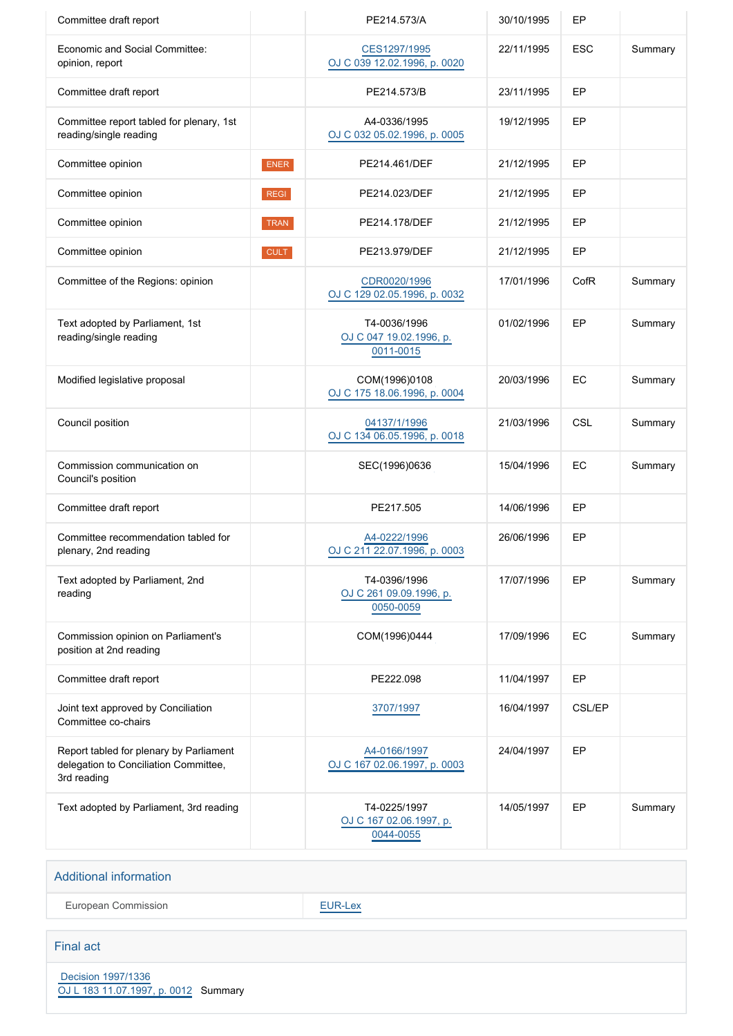| | | | | | |
|---|---|---|---|---|---|
| Committee draft report | | PE214.573/A | 30/10/1995 | EP | |
| Economic and Social Committee: opinion, report | | CES1297/1995<br>OJ C 039 12.02.1996, p. 0020 | 22/11/1995 | ESC | Summary |
| Committee draft report | | PE214.573/B | 23/11/1995 | EP | |
| Committee report tabled for plenary, 1st reading/single reading | | A4-0336/1995<br>OJ C 032 05.02.1996, p. 0005 | 19/12/1995 | EP | |
| Committee opinion | ENER | PE214.461/DEF | 21/12/1995 | EP | |
| Committee opinion | REGI | PE214.023/DEF | 21/12/1995 | EP | |
| Committee opinion | TRAN | PE214.178/DEF | 21/12/1995 | EP | |
| Committee opinion | CULT | PE213.979/DEF | 21/12/1995 | EP | |
| Committee of the Regions: opinion | | CDR0020/1996<br>OJ C 129 02.05.1996, p. 0032 | 17/01/1996 | CofR | Summary |
| Text adopted by Parliament, 1st reading/single reading | | T4-0036/1996<br>OJ C 047 19.02.1996, p. 0011-0015 | 01/02/1996 | EP | Summary |
| Modified legislative proposal | | COM(1996)0108<br>OJ C 175 18.06.1996, p. 0004 | 20/03/1996 | EC | Summary |
| Council position | | 04137/1/1996<br>OJ C 134 06.05.1996, p. 0018 | 21/03/1996 | CSL | Summary |
| Commission communication on Council's position | | SEC(1996)0636 | 15/04/1996 | EC | Summary |
| Committee draft report | | PE217.505 | 14/06/1996 | EP | |
| Committee recommendation tabled for plenary, 2nd reading | | A4-0222/1996<br>OJ C 211 22.07.1996, p. 0003 | 26/06/1996 | EP | |
| Text adopted by Parliament, 2nd reading | | T4-0396/1996<br>OJ C 261 09.09.1996, p. 0050-0059 | 17/07/1996 | EP | Summary |
| Commission opinion on Parliament's position at 2nd reading | | COM(1996)0444 | 17/09/1996 | EC | Summary |
| Committee draft report | | PE222.098 | 11/04/1997 | EP | |
| Joint text approved by Conciliation Committee co-chairs | | 3707/1997 | 16/04/1997 | CSL/EP | |
| Report tabled for plenary by Parliament delegation to Conciliation Committee, 3rd reading | | A4-0166/1997<br>OJ C 167 02.06.1997, p. 0003 | 24/04/1997 | EP | |
| Text adopted by Parliament, 3rd reading | | T4-0225/1997<br>OJ C 167 02.06.1997, p. 0044-0055 | 14/05/1997 | EP | Summary |

## Additional information

| | |
|---|---|
| European Commission | EUR-Lex |

## Final act

Decision 1997/1336
OJ L 183 11.07.1997, p. 0012 Summary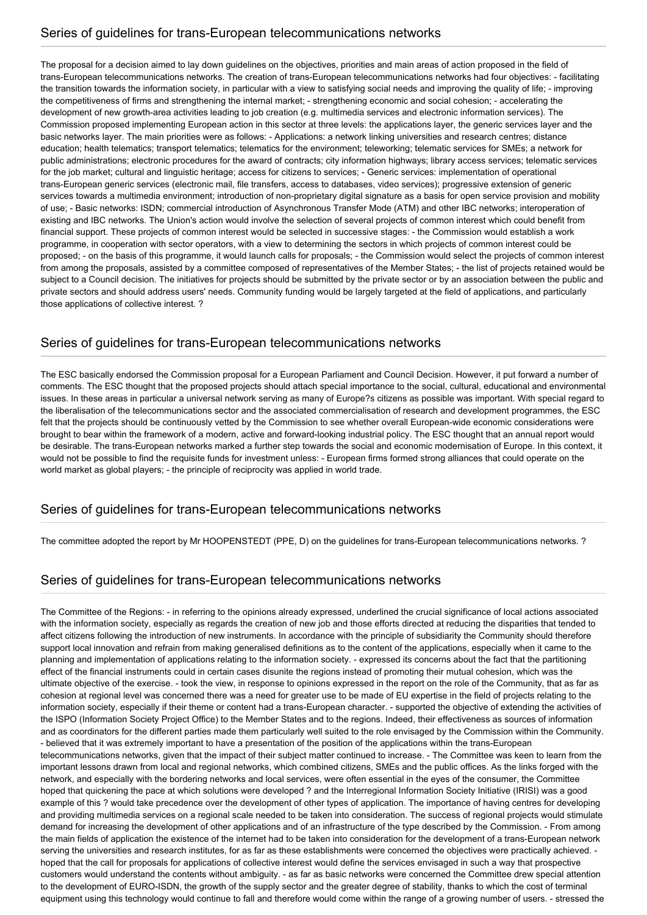## Series of guidelines for trans-European telecommunications networks

The proposal for a decision aimed to lay down guidelines on the objectives, priorities and main areas of action proposed in the field of trans-European telecommunications networks. The creation of trans-European telecommunications networks had four objectives: - facilitating the transition towards the information society, in particular with a view to satisfying social needs and improving the quality of life; - improving the competitiveness of firms and strengthening the internal market; - strengthening economic and social cohesion; - accelerating the development of new growth-area activities leading to job creation (e.g. multimedia services and electronic information services). The Commission proposed implementing European action in this sector at three levels: the applications layer, the generic services layer and the basic networks layer. The main priorities were as follows: - Applications: a network linking universities and research centres; distance education; health telematics; transport telematics; telematics for the environment; teleworking; telematic services for SMEs; a network for public administrations; electronic procedures for the award of contracts; city information highways; library access services; telematic services for the job market; cultural and linguistic heritage; access for citizens to services; - Generic services: implementation of operational trans-European generic services (electronic mail, file transfers, access to databases, video services); progressive extension of generic services towards a multimedia environment; introduction of non-proprietary digital signature as a basis for open service provision and mobility of use; - Basic networks: ISDN; commercial introduction of Asynchronous Transfer Mode (ATM) and other IBC networks; interoperation of existing and IBC networks. The Union's action would involve the selection of several projects of common interest which could benefit from financial support. These projects of common interest would be selected in successive stages: - the Commission would establish a work programme, in cooperation with sector operators, with a view to determining the sectors in which projects of common interest could be proposed; - on the basis of this programme, it would launch calls for proposals; - the Commission would select the projects of common interest from among the proposals, assisted by a committee composed of representatives of the Member States; - the list of projects retained would be subject to a Council decision. The initiatives for projects should be submitted by the private sector or by an association between the public and private sectors and should address users' needs. Community funding would be largely targeted at the field of applications, and particularly those applications of collective interest. ?

## Series of guidelines for trans-European telecommunications networks

The ESC basically endorsed the Commission proposal for a European Parliament and Council Decision. However, it put forward a number of comments. The ESC thought that the proposed projects should attach special importance to the social, cultural, educational and environmental issues. In these areas in particular a universal network serving as many of Europe?s citizens as possible was important. With special regard to the liberalisation of the telecommunications sector and the associated commercialisation of research and development programmes, the ESC felt that the projects should be continuously vetted by the Commission to see whether overall European-wide economic considerations were brought to bear within the framework of a modern, active and forward-looking industrial policy. The ESC thought that an annual report would be desirable. The trans-European networks marked a further step towards the social and economic modernisation of Europe. In this context, it would not be possible to find the requisite funds for investment unless: - European firms formed strong alliances that could operate on the world market as global players; - the principle of reciprocity was applied in world trade.

## Series of guidelines for trans-European telecommunications networks

The committee adopted the report by Mr HOOPENSTEDT (PPE, D) on the guidelines for trans-European telecommunications networks. ?

## Series of guidelines for trans-European telecommunications networks

The Committee of the Regions: - in referring to the opinions already expressed, underlined the crucial significance of local actions associated with the information society, especially as regards the creation of new job and those efforts directed at reducing the disparities that tended to affect citizens following the introduction of new instruments. In accordance with the principle of subsidiarity the Community should therefore support local innovation and refrain from making generalised definitions as to the content of the applications, especially when it came to the planning and implementation of applications relating to the information society. - expressed its concerns about the fact that the partitioning effect of the financial instruments could in certain cases disunite the regions instead of promoting their mutual cohesion, which was the ultimate objective of the exercise. - took the view, in response to opinions expressed in the report on the role of the Community, that as far as cohesion at regional level was concerned there was a need for greater use to be made of EU expertise in the field of projects relating to the information society, especially if their theme or content had a trans-European character. - supported the objective of extending the activities of the ISPO (Information Society Project Office) to the Member States and to the regions. Indeed, their effectiveness as sources of information and as coordinators for the different parties made them particularly well suited to the role envisaged by the Commission within the Community. - believed that it was extremely important to have a presentation of the position of the applications within the trans-European telecommunications networks, given that the impact of their subject matter continued to increase. - The Committee was keen to learn from the important lessons drawn from local and regional networks, which combined citizens, SMEs and the public offices. As the links forged with the network, and especially with the bordering networks and local services, were often essential in the eyes of the consumer, the Committee hoped that quickening the pace at which solutions were developed ? and the Interregional Information Society Initiative (IRISI) was a good example of this ? would take precedence over the development of other types of application. The importance of having centres for developing and providing multimedia services on a regional scale needed to be taken into consideration. The success of regional projects would stimulate demand for increasing the development of other applications and of an infrastructure of the type described by the Commission. - From among the main fields of application the existence of the internet had to be taken into consideration for the development of a trans-European network serving the universities and research institutes, for as far as these establishments were concerned the objectives were practically achieved. - hoped that the call for proposals for applications of collective interest would define the services envisaged in such a way that prospective customers would understand the contents without ambiguity. - as far as basic networks were concerned the Committee drew special attention to the development of EURO-ISDN, the growth of the supply sector and the greater degree of stability, thanks to which the cost of terminal equipment using this technology would continue to fall and therefore would come within the range of a growing number of users. - stressed the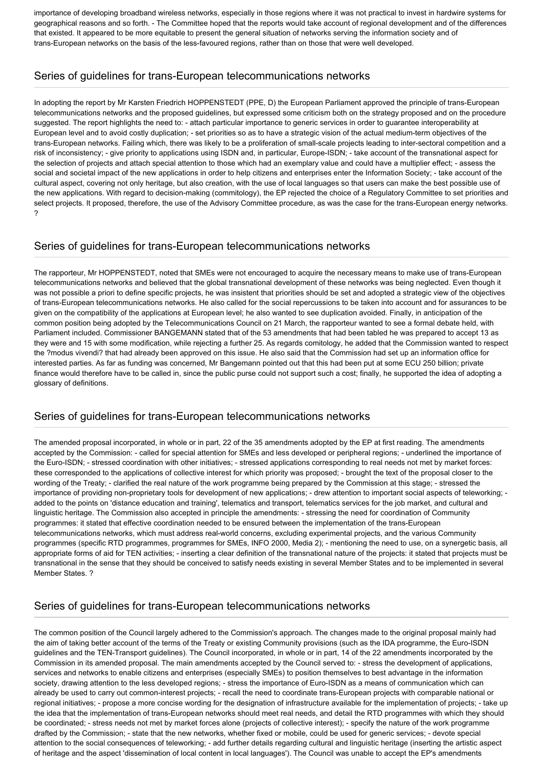importance of developing broadband wireless networks, especially in those regions where it was not practical to invest in hardwire systems for geographical reasons and so forth. - The Committee hoped that the reports would take account of regional development and of the differences that existed. It appeared to be more equitable to present the general situation of networks serving the information society and of trans-European networks on the basis of the less-favoured regions, rather than on those that were well developed.

## Series of guidelines for trans-European telecommunications networks

In adopting the report by Mr Karsten Friedrich HOPPENSTEDT (PPE, D) the European Parliament approved the principle of trans-European telecommunications networks and the proposed guidelines, but expressed some criticism both on the strategy proposed and on the procedure suggested. The report highlights the need to: - attach particular importance to generic services in order to guarantee interoperability at European level and to avoid costly duplication; - set priorities so as to have a strategic vision of the actual medium-term objectives of the trans-European networks. Failing which, there was likely to be a proliferation of small-scale projects leading to inter-sectoral competition and a risk of inconsistency; - give priority to applications using ISDN and, in particular, Europe-ISDN; - take account of the transnational aspect for the selection of projects and attach special attention to those which had an exemplary value and could have a multiplier effect; - assess the social and societal impact of the new applications in order to help citizens and enterprises enter the Information Society; - take account of the cultural aspect, covering not only heritage, but also creation, with the use of local languages so that users can make the best possible use of the new applications. With regard to decision-making (commitology), the EP rejected the choice of a Regulatory Committee to set priorities and select projects. It proposed, therefore, the use of the Advisory Committee procedure, as was the case for the trans-European energy networks. ?

## Series of guidelines for trans-European telecommunications networks

The rapporteur, Mr HOPPENSTEDT, noted that SMEs were not encouraged to acquire the necessary means to make use of trans-European telecommunications networks and believed that the global transnational development of these networks was being neglected. Even though it was not possible a priori to define specific projects, he was insistent that priorities should be set and adopted a strategic view of the objectives of trans-European telecommunications networks. He also called for the social repercussions to be taken into account and for assurances to be given on the compatibility of the applications at European level; he also wanted to see duplication avoided. Finally, in anticipation of the common position being adopted by the Telecommunications Council on 21 March, the rapporteur wanted to see a formal debate held, with Parliament included. Commissioner BANGEMANN stated that of the 53 amendments that had been tabled he was prepared to accept 13 as they were and 15 with some modification, while rejecting a further 25. As regards comitology, he added that the Commission wanted to respect the ?modus vivendi? that had already been approved on this issue. He also said that the Commission had set up an information office for interested parties. As far as funding was concerned, Mr Bangemann pointed out that this had been put at some ECU 250 billion; private finance would therefore have to be called in, since the public purse could not support such a cost; finally, he supported the idea of adopting a glossary of definitions.

## Series of guidelines for trans-European telecommunications networks

The amended proposal incorporated, in whole or in part, 22 of the 35 amendments adopted by the EP at first reading. The amendments accepted by the Commission: - called for special attention for SMEs and less developed or peripheral regions; - underlined the importance of the Euro-ISDN; - stressed coordination with other initiatives; - stressed applications corresponding to real needs not met by market forces: these corresponded to the applications of collective interest for which priority was proposed; - brought the text of the proposal closer to the wording of the Treaty; - clarified the real nature of the work programme being prepared by the Commission at this stage; - stressed the importance of providing non-proprietary tools for development of new applications; - drew attention to important social aspects of teleworking; - added to the points on 'distance education and training', telematics and transport, telematics services for the job market, and cultural and linguistic heritage. The Commission also accepted in principle the amendments: - stressing the need for coordination of Community programmes: it stated that effective coordination needed to be ensured between the implementation of the trans-European telecommunications networks, which must address real-world concerns, excluding experimental projects, and the various Community programmes (specific RTD programmes, programmes for SMEs, INFO 2000, Media 2); - mentioning the need to use, on a synergetic basis, all appropriate forms of aid for TEN activities; - inserting a clear definition of the transnational nature of the projects: it stated that projects must be transnational in the sense that they should be conceived to satisfy needs existing in several Member States and to be implemented in several Member States. ?

## Series of guidelines for trans-European telecommunications networks

The common position of the Council largely adhered to the Commission's approach. The changes made to the original proposal mainly had the aim of taking better account of the terms of the Treaty or existing Community provisions (such as the IDA programme, the Euro-ISDN guidelines and the TEN-Transport guidelines). The Council incorporated, in whole or in part, 14 of the 22 amendments incorporated by the Commission in its amended proposal. The main amendments accepted by the Council served to: - stress the development of applications, services and networks to enable citizens and enterprises (especially SMEs) to position themselves to best advantage in the information society, drawing attention to the less developed regions; - stress the importance of Euro-ISDN as a means of communication which can already be used to carry out common-interest projects; - recall the need to coordinate trans-European projects with comparable national or regional initiatives; - propose a more concise wording for the designation of infrastructure available for the implementation of projects; - take up the idea that the implementation of trans-European networks should meet real needs, and detail the RTD programmes with which they should be coordinated; - stress needs not met by market forces alone (projects of collective interest); - specify the nature of the work programme drafted by the Commission; - state that the new networks, whether fixed or mobile, could be used for generic services; - devote special attention to the social consequences of teleworking; - add further details regarding cultural and linguistic heritage (inserting the artistic aspect of heritage and the aspect 'dissemination of local content in local languages'). The Council was unable to accept the EP's amendments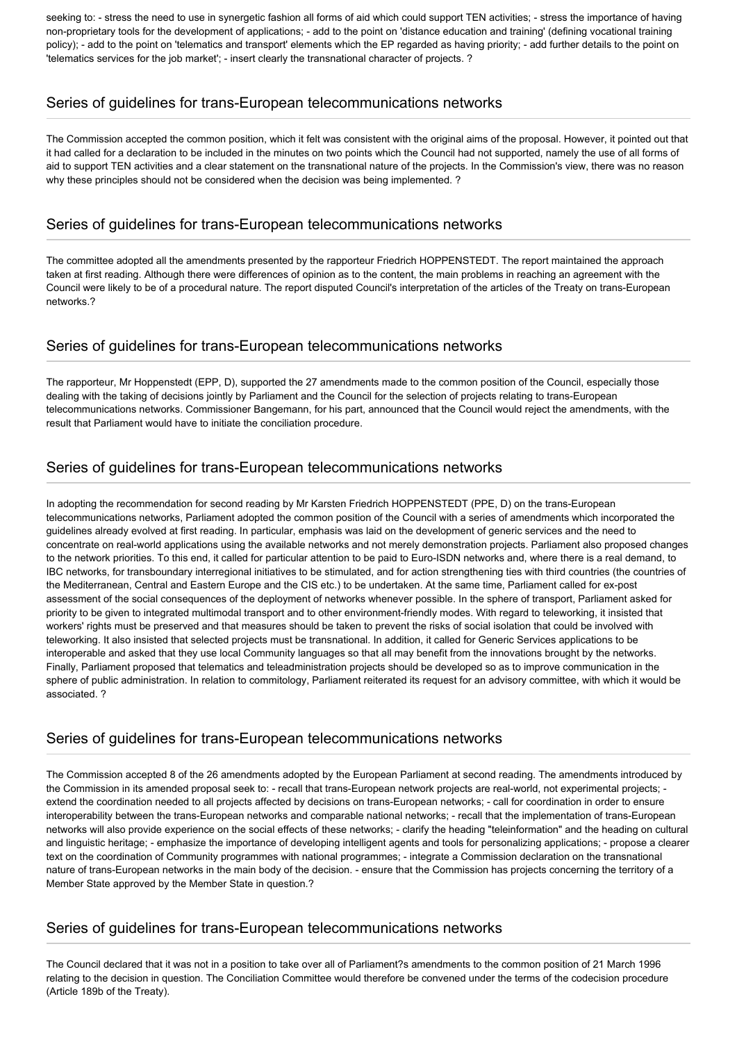seeking to: - stress the need to use in synergetic fashion all forms of aid which could support TEN activities; - stress the importance of having non-proprietary tools for the development of applications; - add to the point on 'distance education and training' (defining vocational training policy); - add to the point on 'telematics and transport' elements which the EP regarded as having priority; - add further details to the point on 'telematics services for the job market'; - insert clearly the transnational character of projects. ?

## Series of guidelines for trans-European telecommunications networks

The Commission accepted the common position, which it felt was consistent with the original aims of the proposal. However, it pointed out that it had called for a declaration to be included in the minutes on two points which the Council had not supported, namely the use of all forms of aid to support TEN activities and a clear statement on the transnational nature of the projects. In the Commission's view, there was no reason why these principles should not be considered when the decision was being implemented. ?

## Series of guidelines for trans-European telecommunications networks

The committee adopted all the amendments presented by the rapporteur Friedrich HOPPENSTEDT. The report maintained the approach taken at first reading. Although there were differences of opinion as to the content, the main problems in reaching an agreement with the Council were likely to be of a procedural nature. The report disputed Council's interpretation of the articles of the Treaty on trans-European networks.?

## Series of guidelines for trans-European telecommunications networks

The rapporteur, Mr Hoppenstedt (EPP, D), supported the 27 amendments made to the common position of the Council, especially those dealing with the taking of decisions jointly by Parliament and the Council for the selection of projects relating to trans-European telecommunications networks. Commissioner Bangemann, for his part, announced that the Council would reject the amendments, with the result that Parliament would have to initiate the conciliation procedure.

## Series of guidelines for trans-European telecommunications networks

In adopting the recommendation for second reading by Mr Karsten Friedrich HOPPENSTEDT (PPE, D) on the trans-European telecommunications networks, Parliament adopted the common position of the Council with a series of amendments which incorporated the guidelines already evolved at first reading. In particular, emphasis was laid on the development of generic services and the need to concentrate on real-world applications using the available networks and not merely demonstration projects. Parliament also proposed changes to the network priorities. To this end, it called for particular attention to be paid to Euro-ISDN networks and, where there is a real demand, to IBC networks, for transboundary interregional initiatives to be stimulated, and for action strengthening ties with third countries (the countries of the Mediterranean, Central and Eastern Europe and the CIS etc.) to be undertaken. At the same time, Parliament called for ex-post assessment of the social consequences of the deployment of networks whenever possible. In the sphere of transport, Parliament asked for priority to be given to integrated multimodal transport and to other environment-friendly modes. With regard to teleworking, it insisted that workers' rights must be preserved and that measures should be taken to prevent the risks of social isolation that could be involved with teleworking. It also insisted that selected projects must be transnational. In addition, it called for Generic Services applications to be interoperable and asked that they use local Community languages so that all may benefit from the innovations brought by the networks. Finally, Parliament proposed that telematics and teleadministration projects should be developed so as to improve communication in the sphere of public administration. In relation to commitology, Parliament reiterated its request for an advisory committee, with which it would be associated. ?

## Series of guidelines for trans-European telecommunications networks

The Commission accepted 8 of the 26 amendments adopted by the European Parliament at second reading. The amendments introduced by the Commission in its amended proposal seek to: - recall that trans-European network projects are real-world, not experimental projects; - extend the coordination needed to all projects affected by decisions on trans-European networks; - call for coordination in order to ensure interoperability between the trans-European networks and comparable national networks; - recall that the implementation of trans-European networks will also provide experience on the social effects of these networks; - clarify the heading "teleinformation" and the heading on cultural and linguistic heritage; - emphasize the importance of developing intelligent agents and tools for personalizing applications; - propose a clearer text on the coordination of Community programmes with national programmes; - integrate a Commission declaration on the transnational nature of trans-European networks in the main body of the decision. - ensure that the Commission has projects concerning the territory of a Member State approved by the Member State in question.?

## Series of guidelines for trans-European telecommunications networks

The Council declared that it was not in a position to take over all of Parliament?s amendments to the common position of 21 March 1996 relating to the decision in question. The Conciliation Committee would therefore be convened under the terms of the codecision procedure (Article 189b of the Treaty).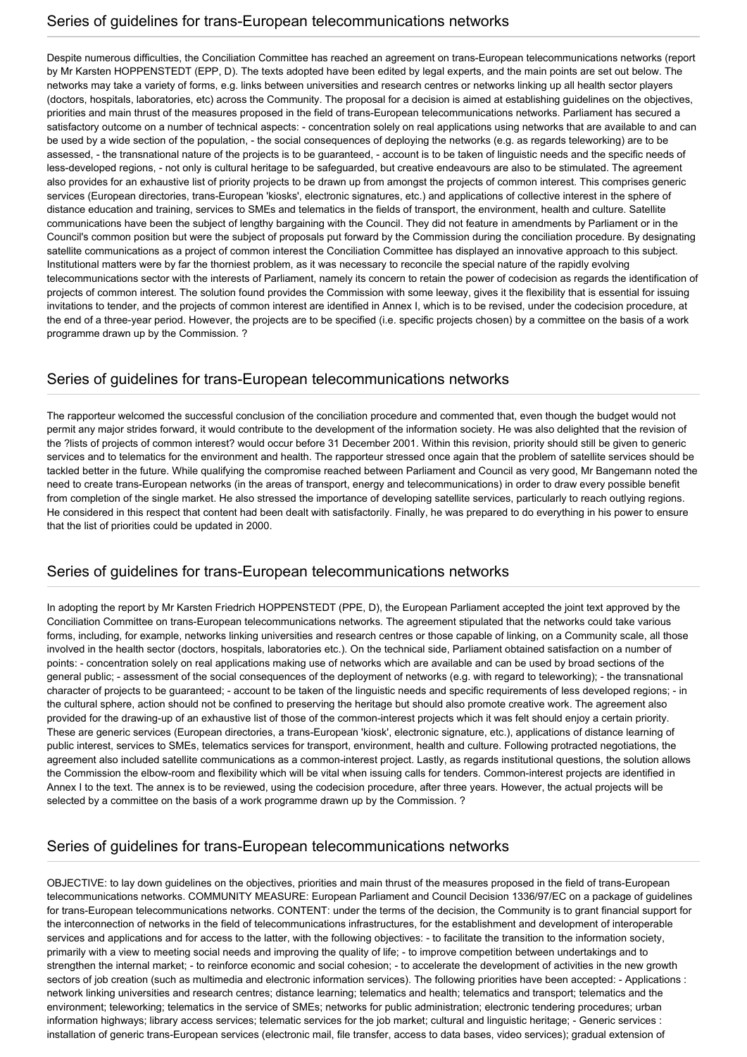## Series of guidelines for trans-European telecommunications networks

Despite numerous difficulties, the Conciliation Committee has reached an agreement on trans-European telecommunications networks (report by Mr Karsten HOPPENSTEDT (EPP, D). The texts adopted have been edited by legal experts, and the main points are set out below. The networks may take a variety of forms, e.g. links between universities and research centres or networks linking up all health sector players (doctors, hospitals, laboratories, etc) across the Community. The proposal for a decision is aimed at establishing guidelines on the objectives, priorities and main thrust of the measures proposed in the field of trans-European telecommunications networks. Parliament has secured a satisfactory outcome on a number of technical aspects: - concentration solely on real applications using networks that are available to and can be used by a wide section of the population, - the social consequences of deploying the networks (e.g. as regards teleworking) are to be assessed, - the transnational nature of the projects is to be guaranteed, - account is to be taken of linguistic needs and the specific needs of less-developed regions, - not only is cultural heritage to be safeguarded, but creative endeavours are also to be stimulated. The agreement also provides for an exhaustive list of priority projects to be drawn up from amongst the projects of common interest. This comprises generic services (European directories, trans-European 'kiosks', electronic signatures, etc.) and applications of collective interest in the sphere of distance education and training, services to SMEs and telematics in the fields of transport, the environment, health and culture. Satellite communications have been the subject of lengthy bargaining with the Council. They did not feature in amendments by Parliament or in the Council's common position but were the subject of proposals put forward by the Commission during the conciliation procedure. By designating satellite communications as a project of common interest the Conciliation Committee has displayed an innovative approach to this subject. Institutional matters were by far the thorniest problem, as it was necessary to reconcile the special nature of the rapidly evolving telecommunications sector with the interests of Parliament, namely its concern to retain the power of codecision as regards the identification of projects of common interest. The solution found provides the Commission with some leeway, gives it the flexibility that is essential for issuing invitations to tender, and the projects of common interest are identified in Annex I, which is to be revised, under the codecision procedure, at the end of a three-year period. However, the projects are to be specified (i.e. specific projects chosen) by a committee on the basis of a work programme drawn up by the Commission. ?

## Series of guidelines for trans-European telecommunications networks

The rapporteur welcomed the successful conclusion of the conciliation procedure and commented that, even though the budget would not permit any major strides forward, it would contribute to the development of the information society. He was also delighted that the revision of the ?lists of projects of common interest? would occur before 31 December 2001. Within this revision, priority should still be given to generic services and to telematics for the environment and health. The rapporteur stressed once again that the problem of satellite services should be tackled better in the future. While qualifying the compromise reached between Parliament and Council as very good, Mr Bangemann noted the need to create trans-European networks (in the areas of transport, energy and telecommunications) in order to draw every possible benefit from completion of the single market. He also stressed the importance of developing satellite services, particularly to reach outlying regions. He considered in this respect that content had been dealt with satisfactorily. Finally, he was prepared to do everything in his power to ensure that the list of priorities could be updated in 2000.

## Series of guidelines for trans-European telecommunications networks

In adopting the report by Mr Karsten Friedrich HOPPENSTEDT (PPE, D), the European Parliament accepted the joint text approved by the Conciliation Committee on trans-European telecommunications networks. The agreement stipulated that the networks could take various forms, including, for example, networks linking universities and research centres or those capable of linking, on a Community scale, all those involved in the health sector (doctors, hospitals, laboratories etc.). On the technical side, Parliament obtained satisfaction on a number of points: - concentration solely on real applications making use of networks which are available and can be used by broad sections of the general public; - assessment of the social consequences of the deployment of networks (e.g. with regard to teleworking); - the transnational character of projects to be guaranteed; - account to be taken of the linguistic needs and specific requirements of less developed regions; - in the cultural sphere, action should not be confined to preserving the heritage but should also promote creative work. The agreement also provided for the drawing-up of an exhaustive list of those of the common-interest projects which it was felt should enjoy a certain priority. These are generic services (European directories, a trans-European 'kiosk', electronic signature, etc.), applications of distance learning of public interest, services to SMEs, telematics services for transport, environment, health and culture. Following protracted negotiations, the agreement also included satellite communications as a common-interest project. Lastly, as regards institutional questions, the solution allows the Commission the elbow-room and flexibility which will be vital when issuing calls for tenders. Common-interest projects are identified in Annex I to the text. The annex is to be reviewed, using the codecision procedure, after three years. However, the actual projects will be selected by a committee on the basis of a work programme drawn up by the Commission. ?

## Series of guidelines for trans-European telecommunications networks

OBJECTIVE: to lay down guidelines on the objectives, priorities and main thrust of the measures proposed in the field of trans-European telecommunications networks. COMMUNITY MEASURE: European Parliament and Council Decision 1336/97/EC on a package of guidelines for trans-European telecommunications networks. CONTENT: under the terms of the decision, the Community is to grant financial support for the interconnection of networks in the field of telecommunications infrastructures, for the establishment and development of interoperable services and applications and for access to the latter, with the following objectives: - to facilitate the transition to the information society, primarily with a view to meeting social needs and improving the quality of life; - to improve competition between undertakings and to strengthen the internal market; - to reinforce economic and social cohesion; - to accelerate the development of activities in the new growth sectors of job creation (such as multimedia and electronic information services). The following priorities have been accepted: - Applications : network linking universities and research centres; distance learning; telematics and health; telematics and transport; telematics and the environment; teleworking; telematics in the service of SMEs; networks for public administration; electronic tendering procedures; urban information highways; library access services; telematic services for the job market; cultural and linguistic heritage; - Generic services : installation of generic trans-European services (electronic mail, file transfer, access to data bases, video services); gradual extension of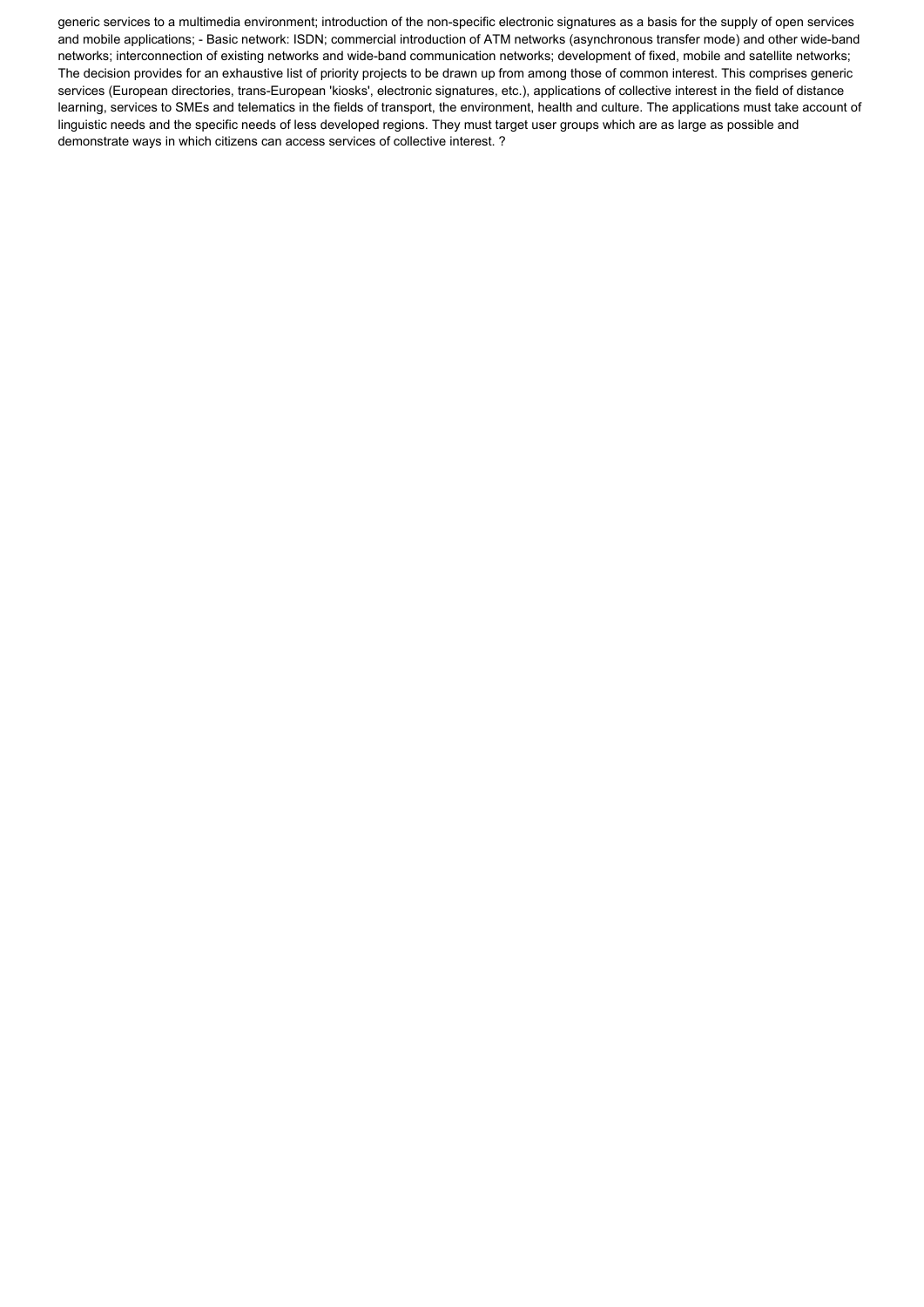generic services to a multimedia environment; introduction of the non-specific electronic signatures as a basis for the supply of open services and mobile applications; - Basic network: ISDN; commercial introduction of ATM networks (asynchronous transfer mode) and other wide-band networks; interconnection of existing networks and wide-band communication networks; development of fixed, mobile and satellite networks; The decision provides for an exhaustive list of priority projects to be drawn up from among those of common interest. This comprises generic services (European directories, trans-European 'kiosks', electronic signatures, etc.), applications of collective interest in the field of distance learning, services to SMEs and telematics in the fields of transport, the environment, health and culture. The applications must take account of linguistic needs and the specific needs of less developed regions. They must target user groups which are as large as possible and demonstrate ways in which citizens can access services of collective interest. ?